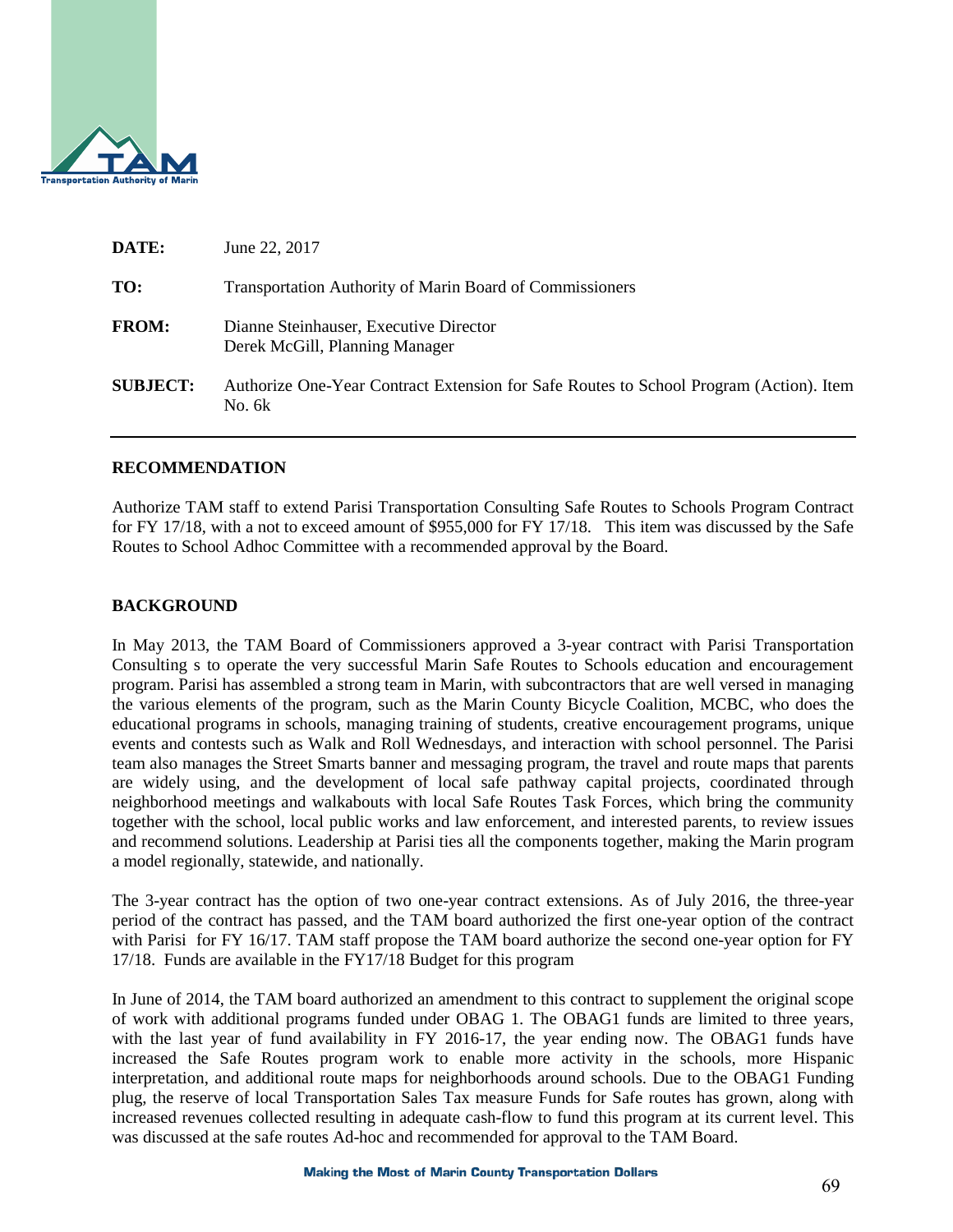**DATE:** June 22, 2017

**TO:** Transportation Authority of Marin Board of Commissioners

**FROM:** Dianne Steinhauser, Executive Director
Derek McGill, Planning Manager

**SUBJECT:** Authorize One-Year Contract Extension for Safe Routes to School Program (Action). Item No. 6k

---

## RECOMMENDATION

Authorize TAM staff to extend Parisi Transportation Consulting Safe Routes to Schools Program Contract for FY 17/18, with a not to exceed amount of $955,000 for FY 17/18. This item was discussed by the Safe Routes to School Adhoc Committee with a recommended approval by the Board.

## BACKGROUND

In May 2013, the TAM Board of Commissioners approved a 3-year contract with Parisi Transportation Consulting s to operate the very successful Marin Safe Routes to Schools education and encouragement program. Parisi has assembled a strong team in Marin, with subcontractors that are well versed in managing the various elements of the program, such as the Marin County Bicycle Coalition, MCBC, who does the educational programs in schools, managing training of students, creative encouragement programs, unique events and contests such as Walk and Roll Wednesdays, and interaction with school personnel. The Parisi team also manages the Street Smarts banner and messaging program, the travel and route maps that parents are widely using, and the development of local safe pathway capital projects, coordinated through neighborhood meetings and walkabouts with local Safe Routes Task Forces, which bring the community together with the school, local public works and law enforcement, and interested parents, to review issues and recommend solutions. Leadership at Parisi ties all the components together, making the Marin program a model regionally, statewide, and nationally.

The 3-year contract has the option of two one-year contract extensions. As of July 2016, the three-year period of the contract has passed, and the TAM board authorized the first one-year option of the contract with Parisi for FY 16/17. TAM staff propose the TAM board authorize the second one-year option for FY 17/18. Funds are available in the FY17/18 Budget for this program

In June of 2014, the TAM board authorized an amendment to this contract to supplement the original scope of work with additional programs funded under OBAG 1. The OBAG1 funds are limited to three years, with the last year of fund availability in FY 2016-17, the year ending now. The OBAG1 funds have increased the Safe Routes program work to enable more activity in the schools, more Hispanic interpretation, and additional route maps for neighborhoods around schools. Due to the OBAG1 Funding plug, the reserve of local Transportation Sales Tax measure Funds for Safe routes has grown, along with increased revenues collected resulting in adequate cash-flow to fund this program at its current level. This was discussed at the safe routes Ad-hoc and recommended for approval to the TAM Board.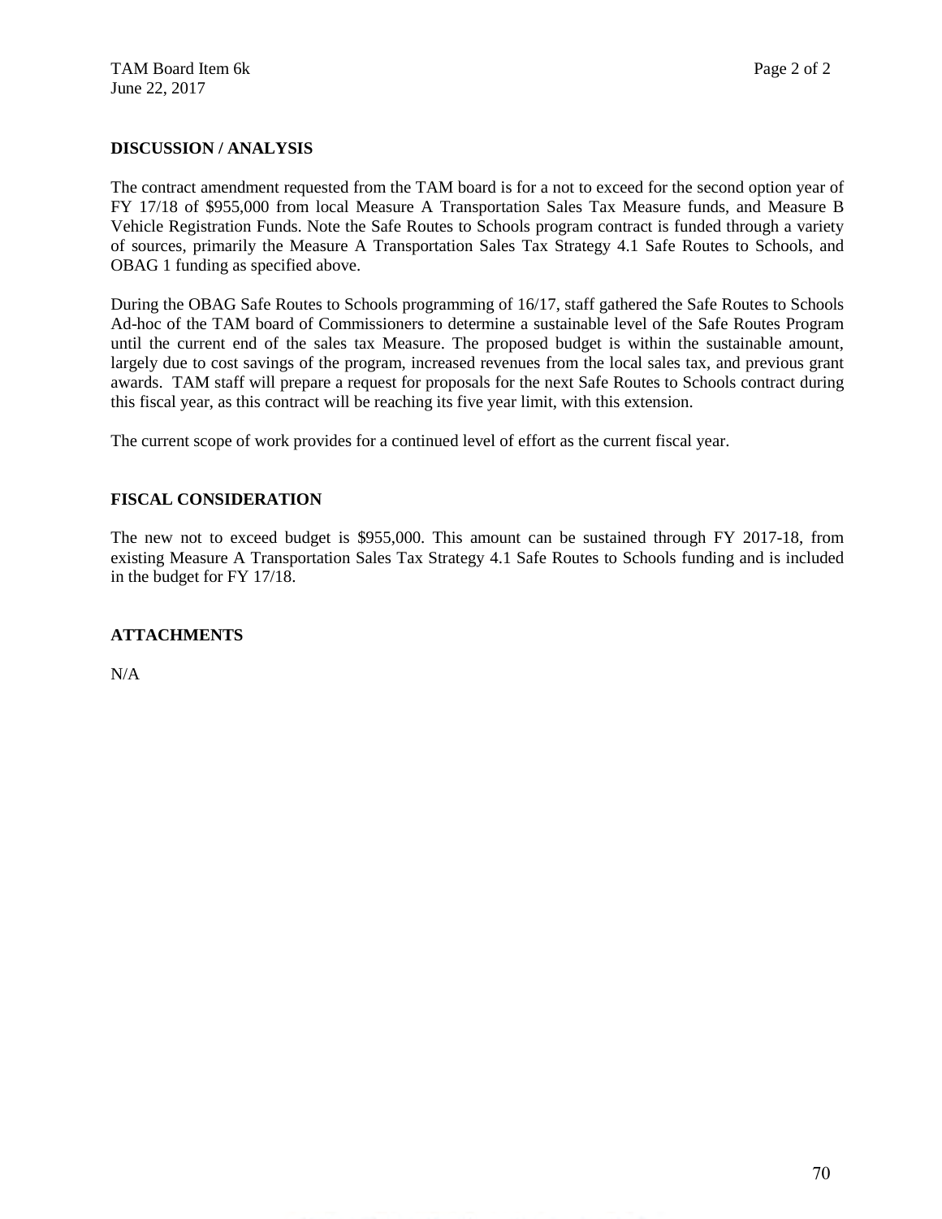**DISCUSSION / ANALYSIS**

The contract amendment requested from the TAM board is for a not to exceed for the second option year of FY 17/18 of $955,000 from local Measure A Transportation Sales Tax Measure funds, and Measure B Vehicle Registration Funds. Note the Safe Routes to Schools program contract is funded through a variety of sources, primarily the Measure A Transportation Sales Tax Strategy 4.1 Safe Routes to Schools, and OBAG 1 funding as specified above.

During the OBAG Safe Routes to Schools programming of 16/17, staff gathered the Safe Routes to Schools Ad-hoc of the TAM board of Commissioners to determine a sustainable level of the Safe Routes Program until the current end of the sales tax Measure. The proposed budget is within the sustainable amount, largely due to cost savings of the program, increased revenues from the local sales tax, and previous grant awards. TAM staff will prepare a request for proposals for the next Safe Routes to Schools contract during this fiscal year, as this contract will be reaching its five year limit, with this extension.

The current scope of work provides for a continued level of effort as the current fiscal year.

**FISCAL CONSIDERATION**

The new not to exceed budget is $955,000. This amount can be sustained through FY 2017-18, from existing Measure A Transportation Sales Tax Strategy 4.1 Safe Routes to Schools funding and is included in the budget for FY 17/18.

**ATTACHMENTS**

N/A